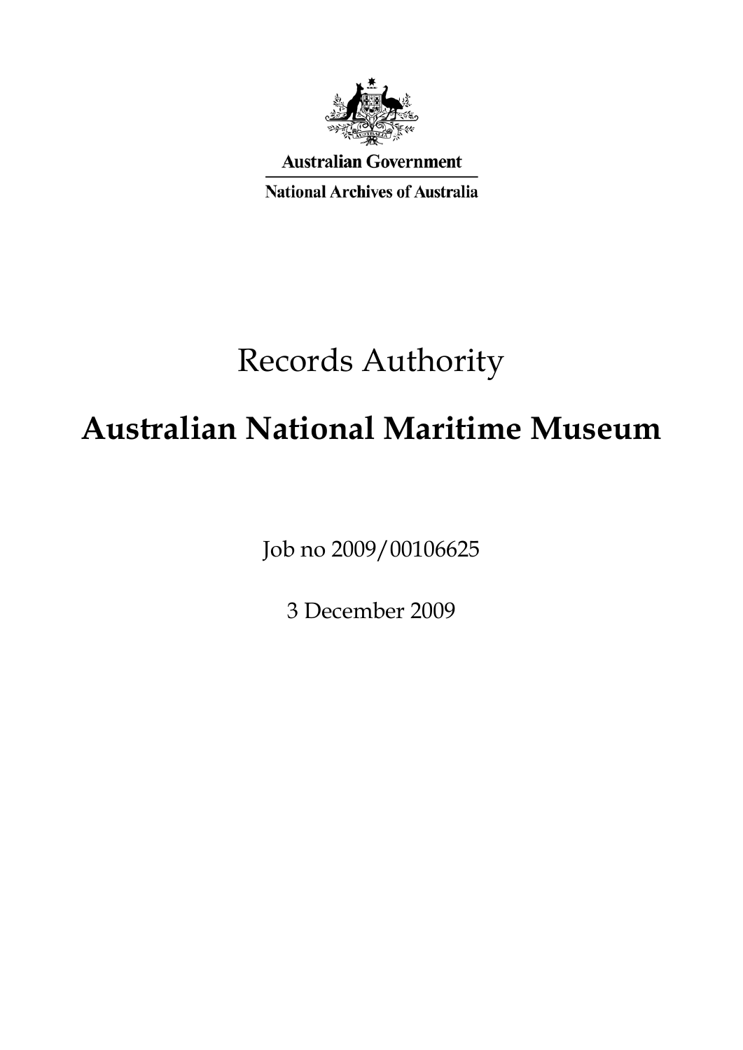Australian Government

National Archives of Australia

# Records Authority

# Australian National Maritime Museum

Job no 2009/00106625

3 December 2009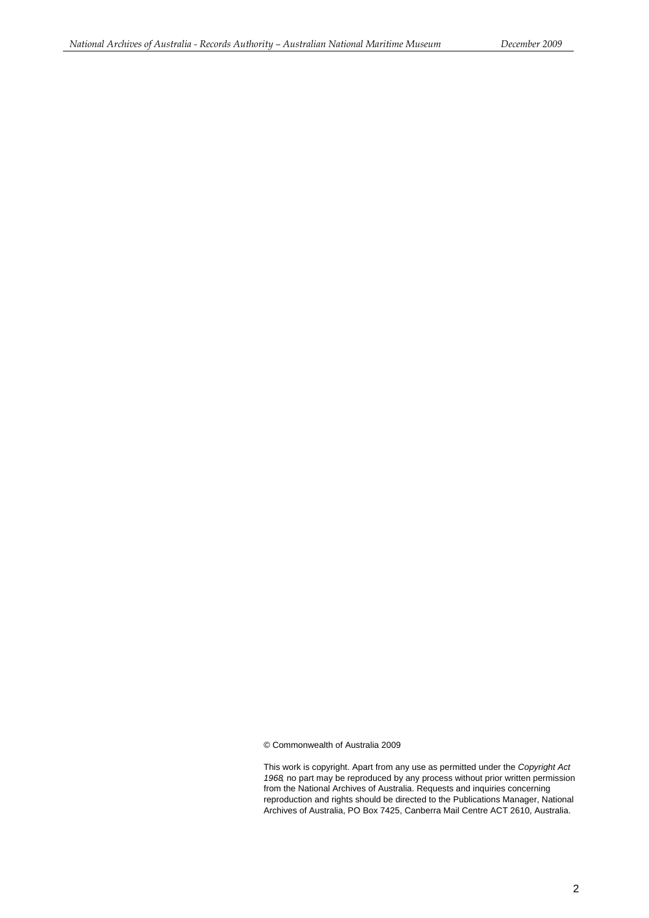© Commonwealth of Australia 2009

This work is copyright. Apart from any use as permitted under the *Copyright Act 1968*, no part may be reproduced by any process without prior written permission from the National Archives of Australia. Requests and inquiries concerning reproduction and rights should be directed to the Publications Manager, National Archives of Australia, PO Box 7425, Canberra Mail Centre ACT 2610, Australia.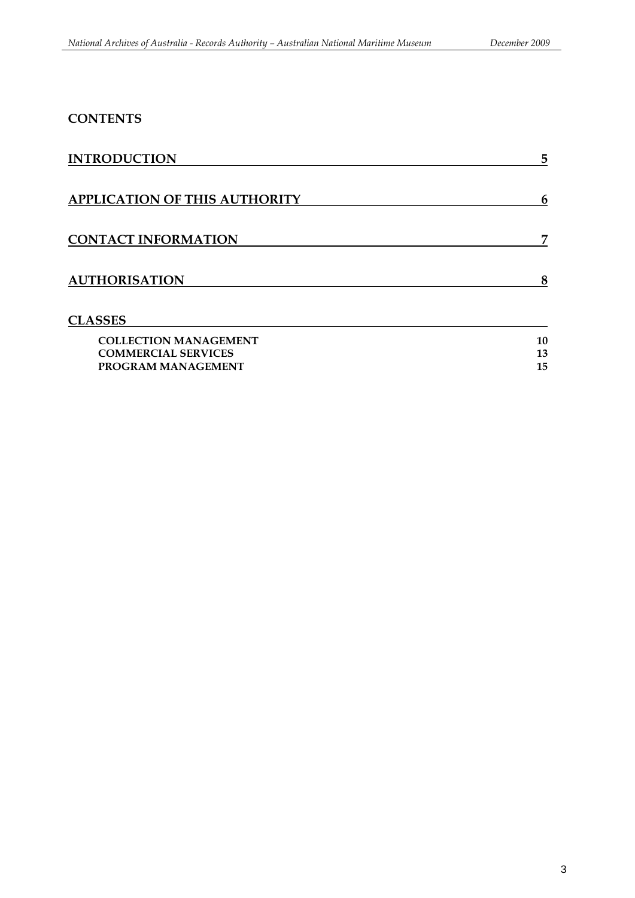## CONTENTS

| | |
|---|---|
| **INTRODUCTION** | **5** |
| **APPLICATION OF THIS AUTHORITY** | **6** |
| **CONTACT INFORMATION** | **7** |
| **AUTHORISATION** | **8** |
| **CLASSES** | |
| **COLLECTION MANAGEMENT** | **10** |
| **COMMERCIAL SERVICES** | **13** |
| **PROGRAM MANAGEMENT** | **15** |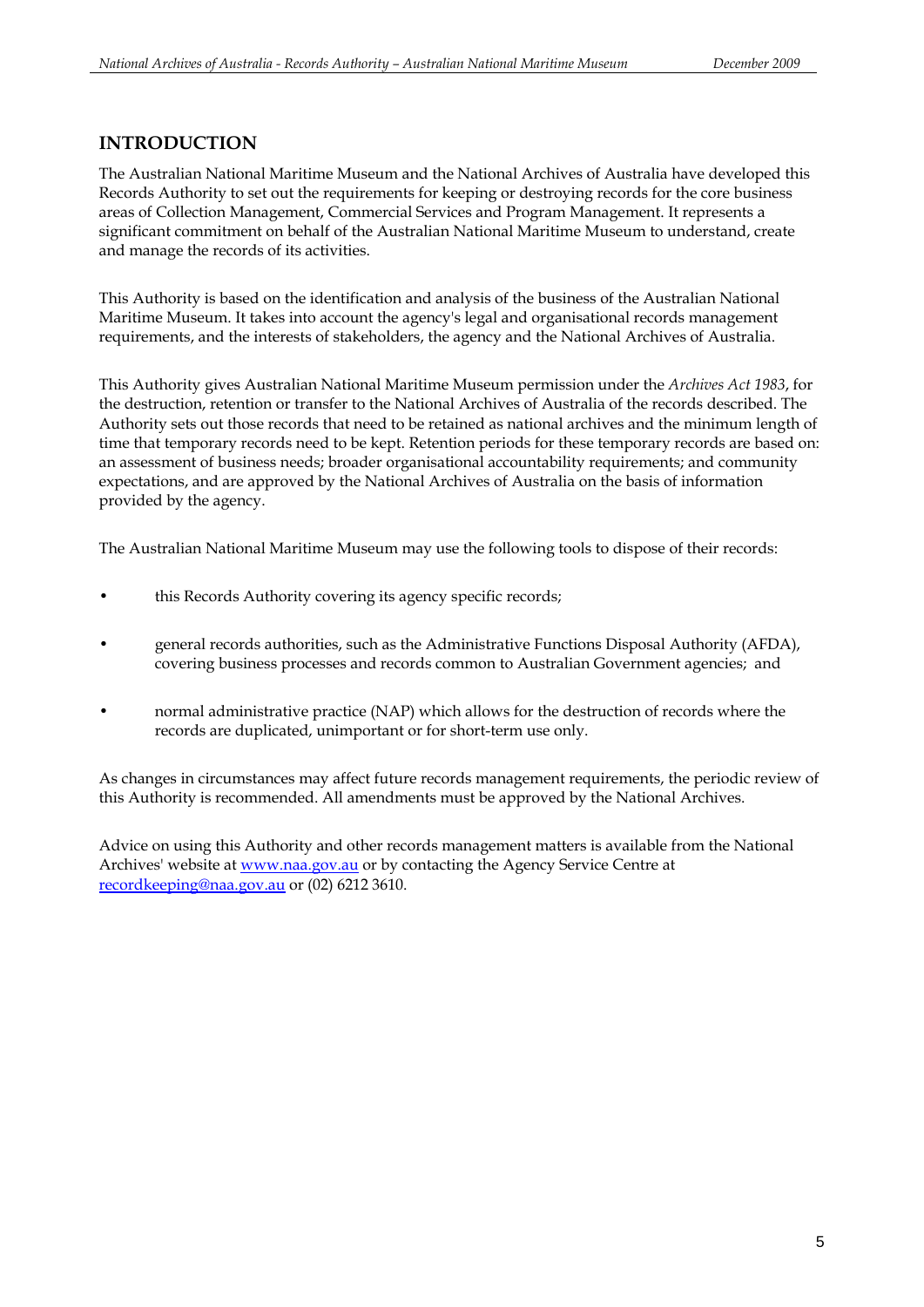## INTRODUCTION

The Australian National Maritime Museum and the National Archives of Australia have developed this Records Authority to set out the requirements for keeping or destroying records for the core business areas of Collection Management, Commercial Services and Program Management. It represents a significant commitment on behalf of the Australian National Maritime Museum to understand, create and manage the records of its activities.

This Authority is based on the identification and analysis of the business of the Australian National Maritime Museum. It takes into account the agency's legal and organisational records management requirements, and the interests of stakeholders, the agency and the National Archives of Australia.

This Authority gives Australian National Maritime Museum permission under the *Archives Act 1983*, for the destruction, retention or transfer to the National Archives of Australia of the records described. The Authority sets out those records that need to be retained as national archives and the minimum length of time that temporary records need to be kept. Retention periods for these temporary records are based on: an assessment of business needs; broader organisational accountability requirements; and community expectations, and are approved by the National Archives of Australia on the basis of information provided by the agency.

The Australian National Maritime Museum may use the following tools to dispose of their records:

- this Records Authority covering its agency specific records;
- general records authorities, such as the Administrative Functions Disposal Authority (AFDA), covering business processes and records common to Australian Government agencies; and
- normal administrative practice (NAP) which allows for the destruction of records where the records are duplicated, unimportant or for short-term use only.

As changes in circumstances may affect future records management requirements, the periodic review of this Authority is recommended. All amendments must be approved by the National Archives.

Advice on using this Authority and other records management matters is available from the National Archives' website at [www.naa.gov.au](http://www.naa.gov.au) or by contacting the Agency Service Centre at [recordkeeping@naa.gov.au](mailto:recordkeeping@naa.gov.au) or (02) 6212 3610.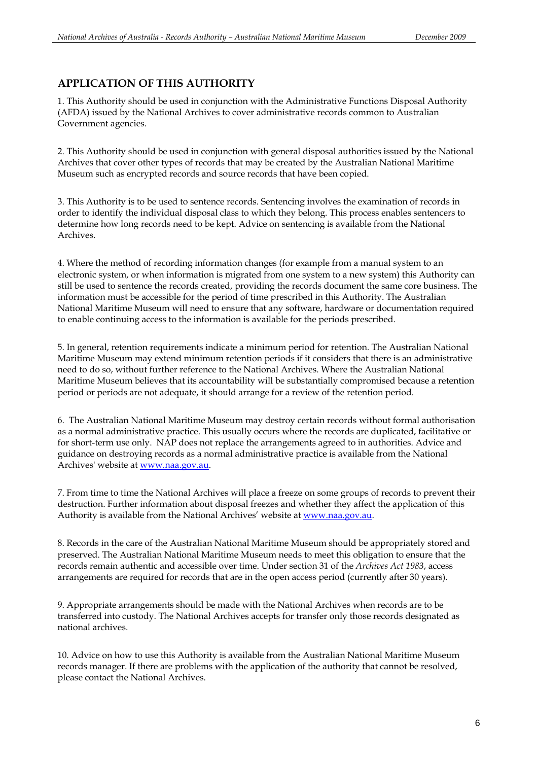## APPLICATION OF THIS AUTHORITY

1. This Authority should be used in conjunction with the Administrative Functions Disposal Authority (AFDA) issued by the National Archives to cover administrative records common to Australian Government agencies.

2. This Authority should be used in conjunction with general disposal authorities issued by the National Archives that cover other types of records that may be created by the Australian National Maritime Museum such as encrypted records and source records that have been copied.

3. This Authority is to be used to sentence records. Sentencing involves the examination of records in order to identify the individual disposal class to which they belong. This process enables sentencers to determine how long records need to be kept. Advice on sentencing is available from the National Archives.

4. Where the method of recording information changes (for example from a manual system to an electronic system, or when information is migrated from one system to a new system) this Authority can still be used to sentence the records created, providing the records document the same core business. The information must be accessible for the period of time prescribed in this Authority. The Australian National Maritime Museum will need to ensure that any software, hardware or documentation required to enable continuing access to the information is available for the periods prescribed.

5. In general, retention requirements indicate a minimum period for retention. The Australian National Maritime Museum may extend minimum retention periods if it considers that there is an administrative need to do so, without further reference to the National Archives. Where the Australian National Maritime Museum believes that its accountability will be substantially compromised because a retention period or periods are not adequate, it should arrange for a review of the retention period.

6. The Australian National Maritime Museum may destroy certain records without formal authorisation as a normal administrative practice. This usually occurs where the records are duplicated, facilitative or for short-term use only. NAP does not replace the arrangements agreed to in authorities. Advice and guidance on destroying records as a normal administrative practice is available from the National Archives' website at www.naa.gov.au.

7. From time to time the National Archives will place a freeze on some groups of records to prevent their destruction. Further information about disposal freezes and whether they affect the application of this Authority is available from the National Archives' website at www.naa.gov.au.

8. Records in the care of the Australian National Maritime Museum should be appropriately stored and preserved. The Australian National Maritime Museum needs to meet this obligation to ensure that the records remain authentic and accessible over time. Under section 31 of the *Archives Act 1983*, access arrangements are required for records that are in the open access period (currently after 30 years).

9. Appropriate arrangements should be made with the National Archives when records are to be transferred into custody. The National Archives accepts for transfer only those records designated as national archives.

10. Advice on how to use this Authority is available from the Australian National Maritime Museum records manager. If there are problems with the application of the authority that cannot be resolved, please contact the National Archives.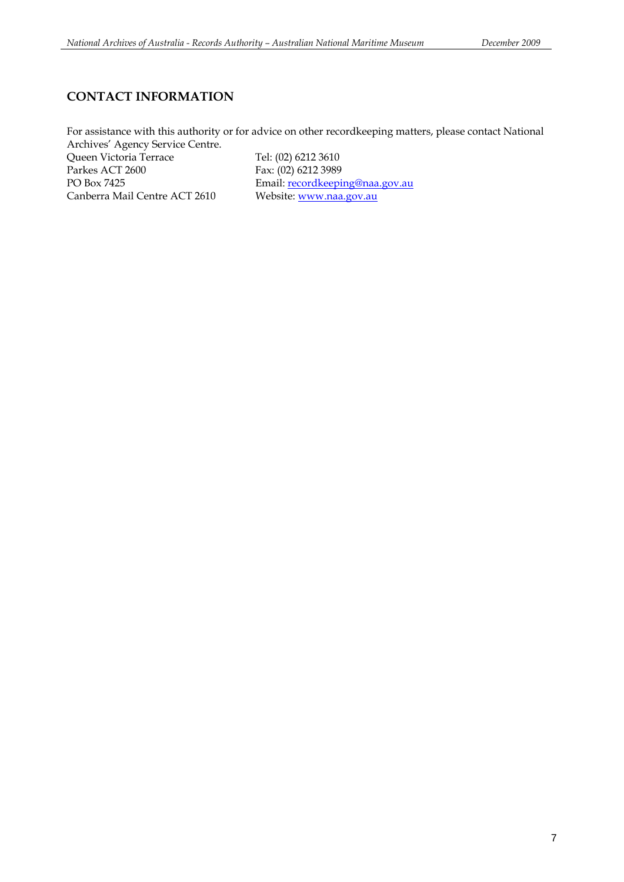## CONTACT INFORMATION

For assistance with this authority or for advice on other recordkeeping matters, please contact National Archives' Agency Service Centre.

Queen Victoria Terrace
Parkes ACT 2600
PO Box 7425
Canberra Mail Centre ACT 2610

Tel: (02) 6212 3610
Fax: (02) 6212 3989
Email: recordkeeping@naa.gov.au
Website: www.naa.gov.au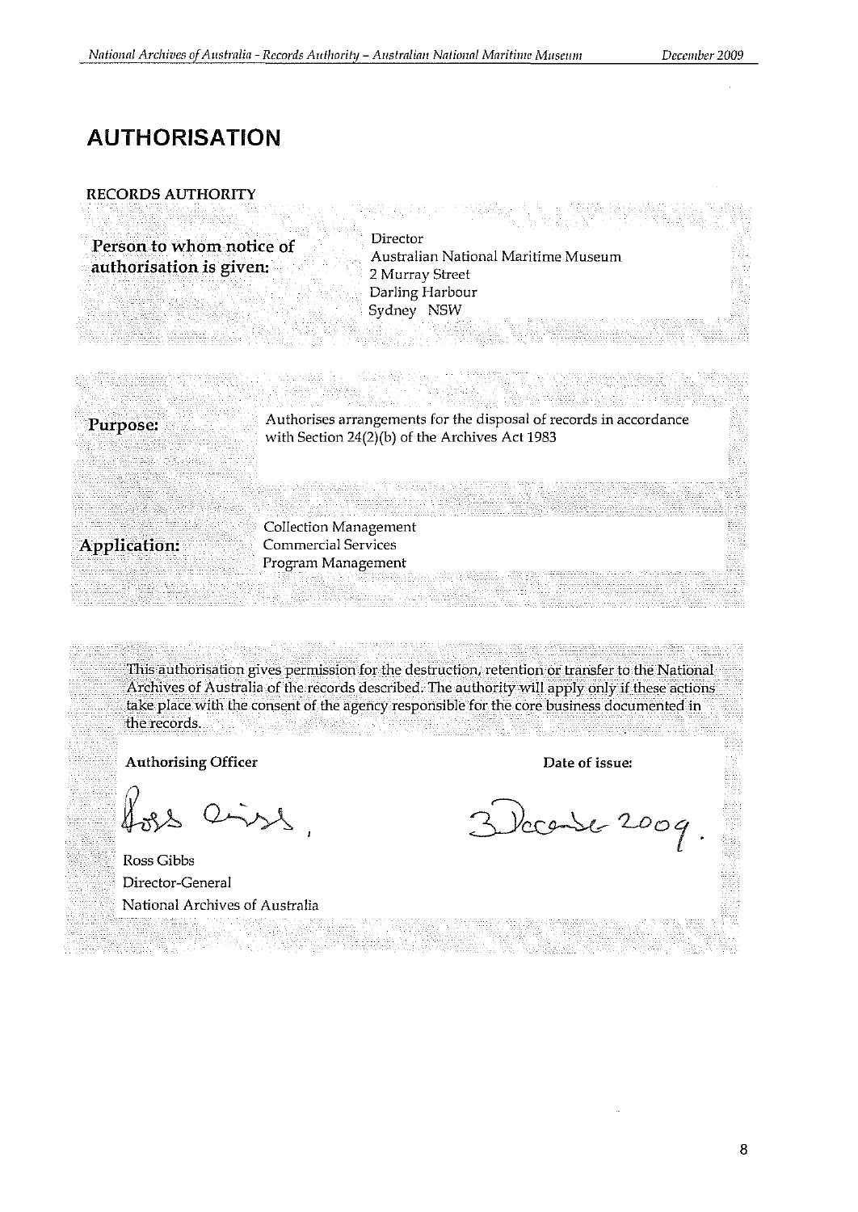# AUTHORISATION

**RECORDS AUTHORITY**

| | |
|---|---|
| **Person to whom notice of authorisation is given:** | Director<br>Australian National Maritime Museum<br>2 Murray Street<br>Darling Harbour<br>Sydney NSW |

| | |
|---|---|
| **Purpose:** | Authorises arrangements for the disposal of records in accordance with Section 24(2)(b) of the Archives Act 1983 |
| **Application:** | Collection Management<br>Commercial Services<br>Program Management |

This authorisation gives permission for the destruction, retention or transfer to the National Archives of Australia of the records described. The authority will apply only if these actions take place with the consent of the agency responsible for the core business documented in the records.

| **Authorising Officer** | **Date of issue:** |
|---|---|
| Ross Gibbs<br>Director-General<br>National Archives of Australia | 3 December 2009 |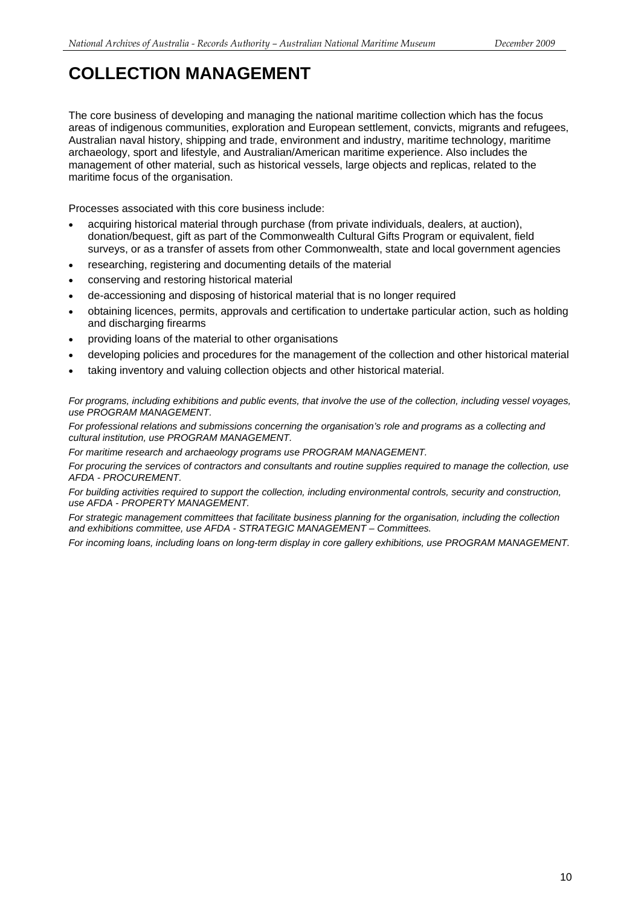# COLLECTION MANAGEMENT

The core business of developing and managing the national maritime collection which has the focus areas of indigenous communities, exploration and European settlement, convicts, migrants and refugees, Australian naval history, shipping and trade, environment and industry, maritime technology, maritime archaeology, sport and lifestyle, and Australian/American maritime experience. Also includes the management of other material, such as historical vessels, large objects and replicas, related to the maritime focus of the organisation.

Processes associated with this core business include:

- acquiring historical material through purchase (from private individuals, dealers, at auction), donation/bequest, gift as part of the Commonwealth Cultural Gifts Program or equivalent, field surveys, or as a transfer of assets from other Commonwealth, state and local government agencies
- researching, registering and documenting details of the material
- conserving and restoring historical material
- de-accessioning and disposing of historical material that is no longer required
- obtaining licences, permits, approvals and certification to undertake particular action, such as holding and discharging firearms
- providing loans of the material to other organisations
- developing policies and procedures for the management of the collection and other historical material
- taking inventory and valuing collection objects and other historical material.

*For programs, including exhibitions and public events, that involve the use of the collection, including vessel voyages, use PROGRAM MANAGEMENT.*

*For professional relations and submissions concerning the organisation's role and programs as a collecting and cultural institution, use PROGRAM MANAGEMENT.*

*For maritime research and archaeology programs use PROGRAM MANAGEMENT.*

*For procuring the services of contractors and consultants and routine supplies required to manage the collection, use AFDA - PROCUREMENT.*

*For building activities required to support the collection, including environmental controls, security and construction, use AFDA - PROPERTY MANAGEMENT.*

*For strategic management committees that facilitate business planning for the organisation, including the collection and exhibitions committee, use AFDA - STRATEGIC MANAGEMENT – Committees.*

*For incoming loans, including loans on long-term display in core gallery exhibitions, use PROGRAM MANAGEMENT.*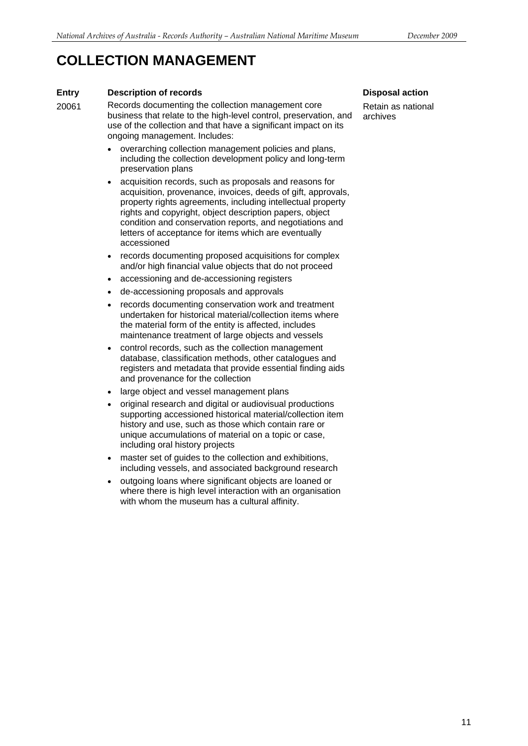# COLLECTION MANAGEMENT

| Entry | Description of records | Disposal action |
|---|---|---|
| 20061 | Records documenting the collection management core business that relate to the high-level control, preservation, and use of the collection and that have a significant impact on its ongoing management. Includes:<br>• overarching collection management policies and plans, including the collection development policy and long-term preservation plans<br>• acquisition records, such as proposals and reasons for acquisition, provenance, invoices, deeds of gift, approvals, property rights agreements, including intellectual property rights and copyright, object description papers, object condition and conservation reports, and negotiations and letters of acceptance for items which are eventually accessioned<br>• records documenting proposed acquisitions for complex and/or high financial value objects that do not proceed<br>• accessioning and de-accessioning registers<br>• de-accessioning proposals and approvals<br>• records documenting conservation work and treatment undertaken for historical material/collection items where the material form of the entity is affected, includes maintenance treatment of large objects and vessels<br>• control records, such as the collection management database, classification methods, other catalogues and registers and metadata that provide essential finding aids and provenance for the collection<br>• large object and vessel management plans<br>• original research and digital or audiovisual productions supporting accessioned historical material/collection item history and use, such as those which contain rare or unique accumulations of material on a topic or case, including oral history projects<br>• master set of guides to the collection and exhibitions, including vessels, and associated background research<br>• outgoing loans where significant objects are loaned or where there is high level interaction with an organisation with whom the museum has a cultural affinity. | Retain as national archives |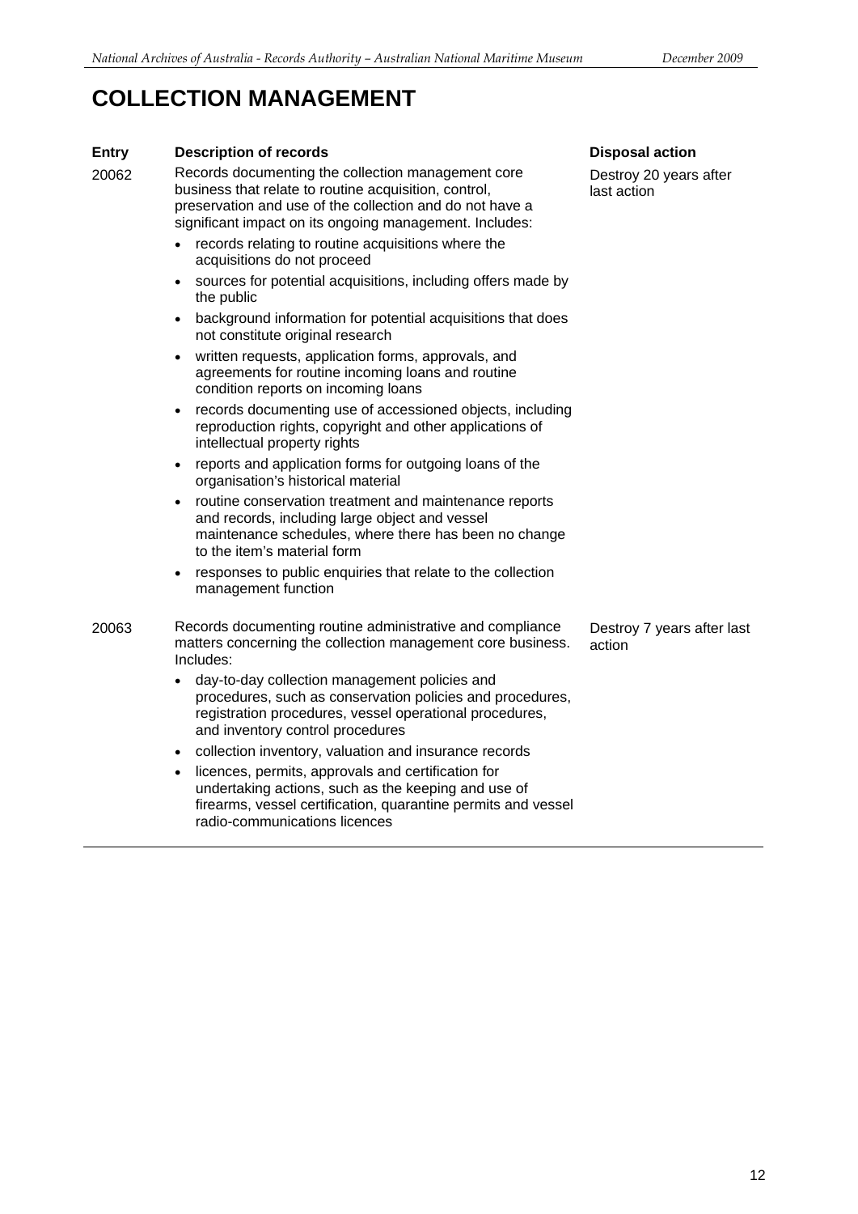# COLLECTION MANAGEMENT

| Entry | Description of records | Disposal action |
|---|---|---|
| 20062 | Records documenting the collection management core business that relate to routine acquisition, control, preservation and use of the collection and do not have a significant impact on its ongoing management. Includes:<br>• records relating to routine acquisitions where the acquisitions do not proceed<br>• sources for potential acquisitions, including offers made by the public<br>• background information for potential acquisitions that does not constitute original research<br>• written requests, application forms, approvals, and agreements for routine incoming loans and routine condition reports on incoming loans<br>• records documenting use of accessioned objects, including reproduction rights, copyright and other applications of intellectual property rights<br>• reports and application forms for outgoing loans of the organisation's historical material<br>• routine conservation treatment and maintenance reports and records, including large object and vessel maintenance schedules, where there has been no change to the item's material form<br>• responses to public enquiries that relate to the collection management function | Destroy 20 years after last action |
| 20063 | Records documenting routine administrative and compliance matters concerning the collection management core business. Includes:<br>• day-to-day collection management policies and procedures, such as conservation policies and procedures, registration procedures, vessel operational procedures, and inventory control procedures<br>• collection inventory, valuation and insurance records<br>• licences, permits, approvals and certification for undertaking actions, such as the keeping and use of firearms, vessel certification, quarantine permits and vessel radio-communications licences | Destroy 7 years after last action |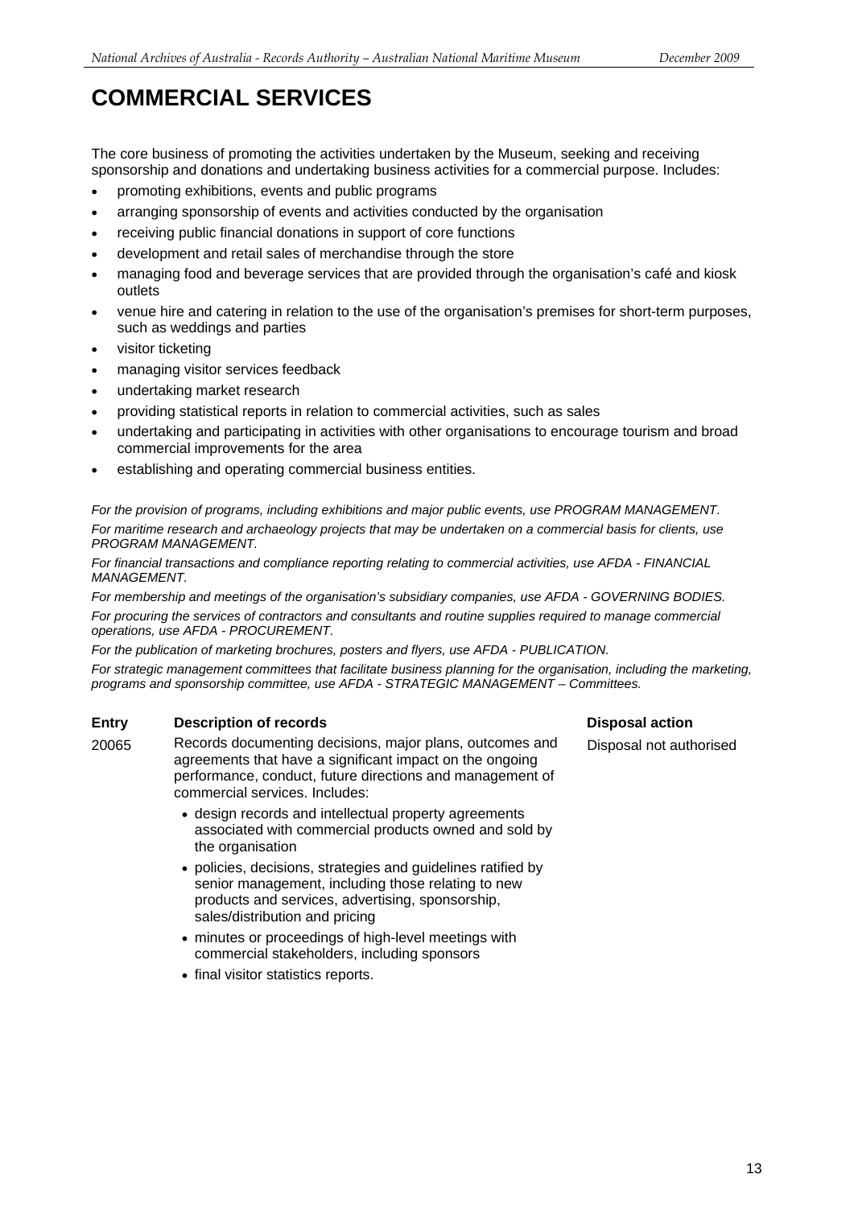# COMMERCIAL SERVICES

The core business of promoting the activities undertaken by the Museum, seeking and receiving sponsorship and donations and undertaking business activities for a commercial purpose. Includes:

- promoting exhibitions, events and public programs
- arranging sponsorship of events and activities conducted by the organisation
- receiving public financial donations in support of core functions
- development and retail sales of merchandise through the store
- managing food and beverage services that are provided through the organisation's café and kiosk outlets
- venue hire and catering in relation to the use of the organisation's premises for short-term purposes, such as weddings and parties
- visitor ticketing
- managing visitor services feedback
- undertaking market research
- providing statistical reports in relation to commercial activities, such as sales
- undertaking and participating in activities with other organisations to encourage tourism and broad commercial improvements for the area
- establishing and operating commercial business entities.

*For the provision of programs, including exhibitions and major public events, use PROGRAM MANAGEMENT.*

*For maritime research and archaeology projects that may be undertaken on a commercial basis for clients, use PROGRAM MANAGEMENT.*

*For financial transactions and compliance reporting relating to commercial activities, use AFDA - FINANCIAL MANAGEMENT.*

*For membership and meetings of the organisation's subsidiary companies, use AFDA - GOVERNING BODIES.*

*For procuring the services of contractors and consultants and routine supplies required to manage commercial operations, use AFDA - PROCUREMENT.*

*For the publication of marketing brochures, posters and flyers, use AFDA - PUBLICATION.*

*For strategic management committees that facilitate business planning for the organisation, including the marketing, programs and sponsorship committee, use AFDA - STRATEGIC MANAGEMENT – Committees.*

| Entry | Description of records | Disposal action |
|---|---|---|
| 20065 | Records documenting decisions, major plans, outcomes and agreements that have a significant impact on the ongoing performance, conduct, future directions and management of commercial services. Includes:<br>• design records and intellectual property agreements associated with commercial products owned and sold by the organisation<br>• policies, decisions, strategies and guidelines ratified by senior management, including those relating to new products and services, advertising, sponsorship, sales/distribution and pricing<br>• minutes or proceedings of high-level meetings with commercial stakeholders, including sponsors<br>• final visitor statistics reports. | Disposal not authorised |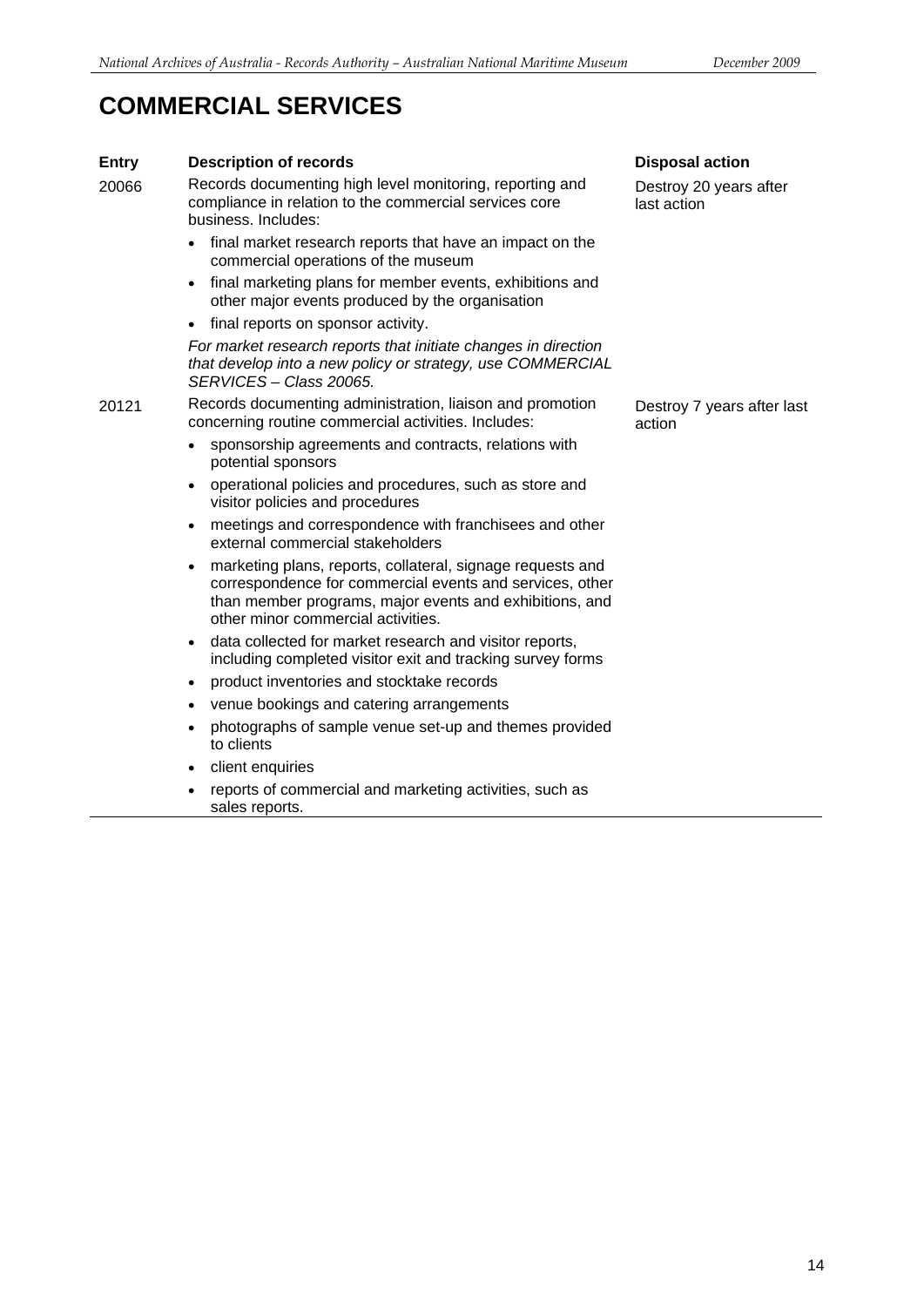# COMMERCIAL SERVICES

| Entry | Description of records | Disposal action |
|---|---|---|
| 20066 | Records documenting high level monitoring, reporting and compliance in relation to the commercial services core business. Includes:<br>• final market research reports that have an impact on the commercial operations of the museum<br>• final marketing plans for member events, exhibitions and other major events produced by the organisation<br>• final reports on sponsor activity.<br>*For market research reports that initiate changes in direction that develop into a new policy or strategy, use COMMERCIAL SERVICES – Class 20065.* | Destroy 20 years after last action |
| 20121 | Records documenting administration, liaison and promotion concerning routine commercial activities. Includes:<br>• sponsorship agreements and contracts, relations with potential sponsors<br>• operational policies and procedures, such as store and visitor policies and procedures<br>• meetings and correspondence with franchisees and other external commercial stakeholders<br>• marketing plans, reports, collateral, signage requests and correspondence for commercial events and services, other than member programs, major events and exhibitions, and other minor commercial activities.<br>• data collected for market research and visitor reports, including completed visitor exit and tracking survey forms<br>• product inventories and stocktake records<br>• venue bookings and catering arrangements<br>• photographs of sample venue set-up and themes provided to clients<br>• client enquiries<br>• reports of commercial and marketing activities, such as sales reports. | Destroy 7 years after last action |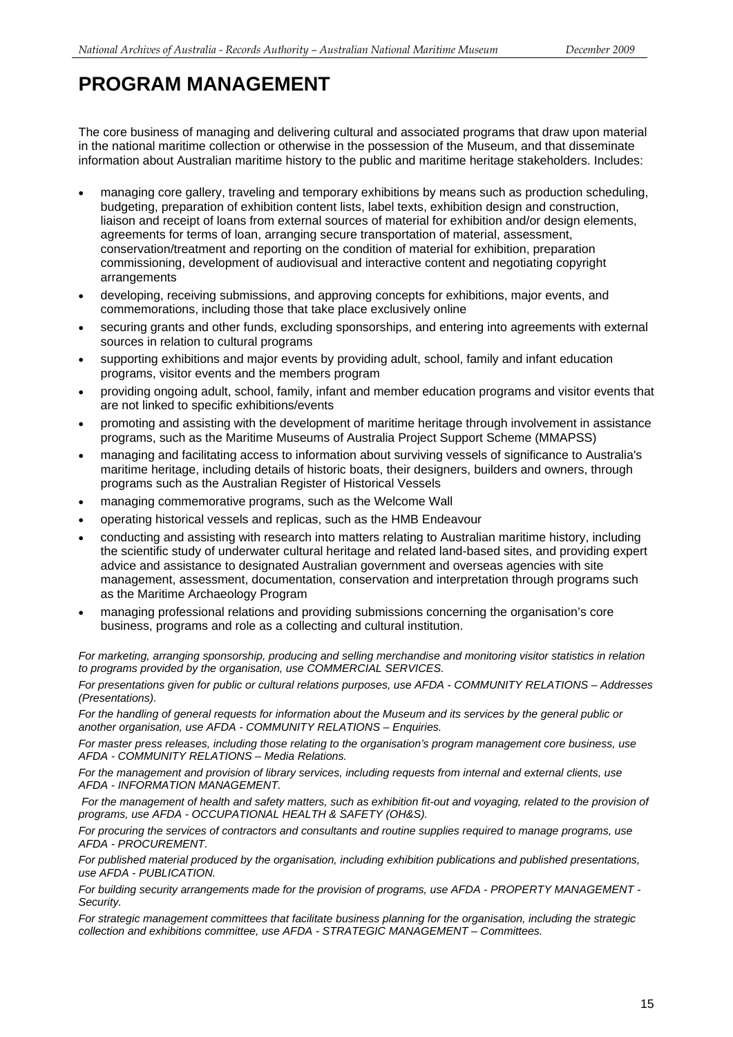# PROGRAM MANAGEMENT

The core business of managing and delivering cultural and associated programs that draw upon material in the national maritime collection or otherwise in the possession of the Museum, and that disseminate information about Australian maritime history to the public and maritime heritage stakeholders. Includes:

- managing core gallery, traveling and temporary exhibitions by means such as production scheduling, budgeting, preparation of exhibition content lists, label texts, exhibition design and construction, liaison and receipt of loans from external sources of material for exhibition and/or design elements, agreements for terms of loan, arranging secure transportation of material, assessment, conservation/treatment and reporting on the condition of material for exhibition, preparation commissioning, development of audiovisual and interactive content and negotiating copyright arrangements
- developing, receiving submissions, and approving concepts for exhibitions, major events, and commemorations, including those that take place exclusively online
- securing grants and other funds, excluding sponsorships, and entering into agreements with external sources in relation to cultural programs
- supporting exhibitions and major events by providing adult, school, family and infant education programs, visitor events and the members program
- providing ongoing adult, school, family, infant and member education programs and visitor events that are not linked to specific exhibitions/events
- promoting and assisting with the development of maritime heritage through involvement in assistance programs, such as the Maritime Museums of Australia Project Support Scheme (MMAPSS)
- managing and facilitating access to information about surviving vessels of significance to Australia's maritime heritage, including details of historic boats, their designers, builders and owners, through programs such as the Australian Register of Historical Vessels
- managing commemorative programs, such as the Welcome Wall
- operating historical vessels and replicas, such as the HMB Endeavour
- conducting and assisting with research into matters relating to Australian maritime history, including the scientific study of underwater cultural heritage and related land-based sites, and providing expert advice and assistance to designated Australian government and overseas agencies with site management, assessment, documentation, conservation and interpretation through programs such as the Maritime Archaeology Program
- managing professional relations and providing submissions concerning the organisation's core business, programs and role as a collecting and cultural institution.

*For marketing, arranging sponsorship, producing and selling merchandise and monitoring visitor statistics in relation to programs provided by the organisation, use COMMERCIAL SERVICES.*

*For presentations given for public or cultural relations purposes, use AFDA - COMMUNITY RELATIONS – Addresses (Presentations).*

*For the handling of general requests for information about the Museum and its services by the general public or another organisation, use AFDA - COMMUNITY RELATIONS – Enquiries.*

*For master press releases, including those relating to the organisation's program management core business, use AFDA - COMMUNITY RELATIONS – Media Relations.*

*For the management and provision of library services, including requests from internal and external clients, use AFDA - INFORMATION MANAGEMENT.*

*For the management of health and safety matters, such as exhibition fit-out and voyaging, related to the provision of programs, use AFDA - OCCUPATIONAL HEALTH & SAFETY (OH&S).*

*For procuring the services of contractors and consultants and routine supplies required to manage programs, use AFDA - PROCUREMENT.*

*For published material produced by the organisation, including exhibition publications and published presentations, use AFDA - PUBLICATION.*

*For building security arrangements made for the provision of programs, use AFDA - PROPERTY MANAGEMENT - Security.*

*For strategic management committees that facilitate business planning for the organisation, including the strategic collection and exhibitions committee, use AFDA - STRATEGIC MANAGEMENT – Committees.*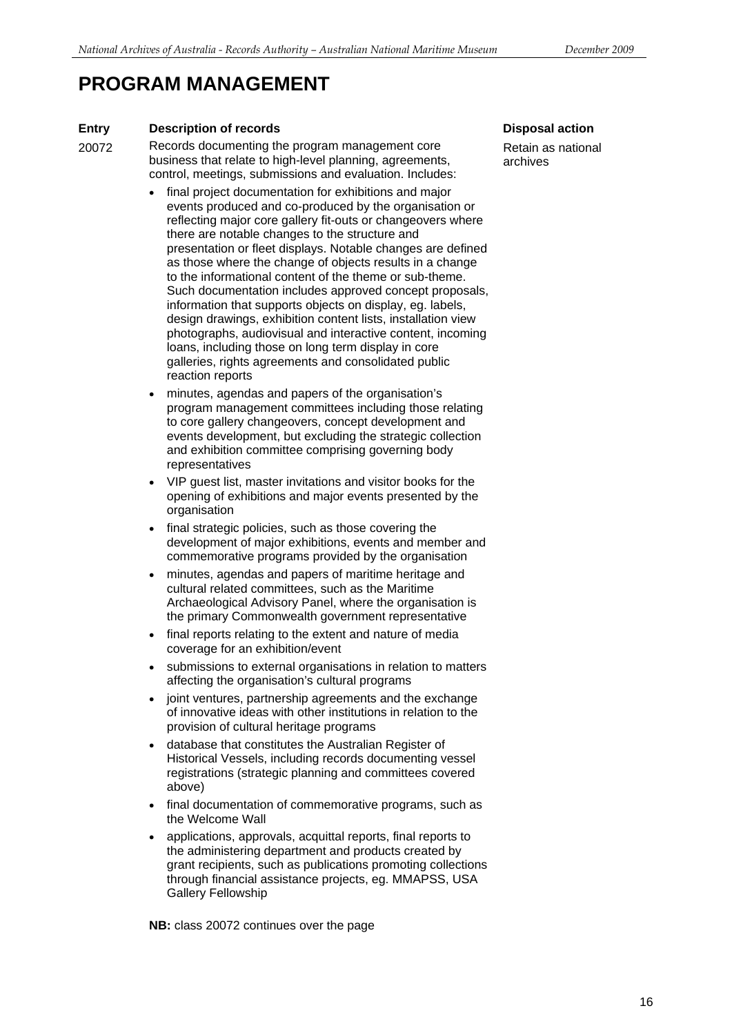# PROGRAM MANAGEMENT

| Entry | Description of records | Disposal action |
|---|---|---|
| 20072 | Records documenting the program management core business that relate to high-level planning, agreements, control, meetings, submissions and evaluation. Includes:<br><br>• final project documentation for exhibitions and major events produced and co-produced by the organisation or reflecting major core gallery fit-outs or changeovers where there are notable changes to the structure and presentation or fleet displays. Notable changes are defined as those where the change of objects results in a change to the informational content of the theme or sub-theme. Such documentation includes approved concept proposals, information that supports objects on display, eg. labels, design drawings, exhibition content lists, installation view photographs, audiovisual and interactive content, incoming loans, including those on long term display in core galleries, rights agreements and consolidated public reaction reports<br>• minutes, agendas and papers of the organisation's program management committees including those relating to core gallery changeovers, concept development and events development, but excluding the strategic collection and exhibition committee comprising governing body representatives<br>• VIP guest list, master invitations and visitor books for the opening of exhibitions and major events presented by the organisation<br>• final strategic policies, such as those covering the development of major exhibitions, events and member and commemorative programs provided by the organisation<br>• minutes, agendas and papers of maritime heritage and cultural related committees, such as the Maritime Archaeological Advisory Panel, where the organisation is the primary Commonwealth government representative<br>• final reports relating to the extent and nature of media coverage for an exhibition/event<br>• submissions to external organisations in relation to matters affecting the organisation's cultural programs<br>• joint ventures, partnership agreements and the exchange of innovative ideas with other institutions in relation to the provision of cultural heritage programs<br>• database that constitutes the Australian Register of Historical Vessels, including records documenting vessel registrations (strategic planning and committees covered above)<br>• final documentation of commemorative programs, such as the Welcome Wall<br>• applications, approvals, acquittal reports, final reports to the administering department and products created by grant recipients, such as publications promoting collections through financial assistance projects, eg. MMAPSS, USA Gallery Fellowship<br><br>**NB:** class 20072 continues over the page | Retain as national archives |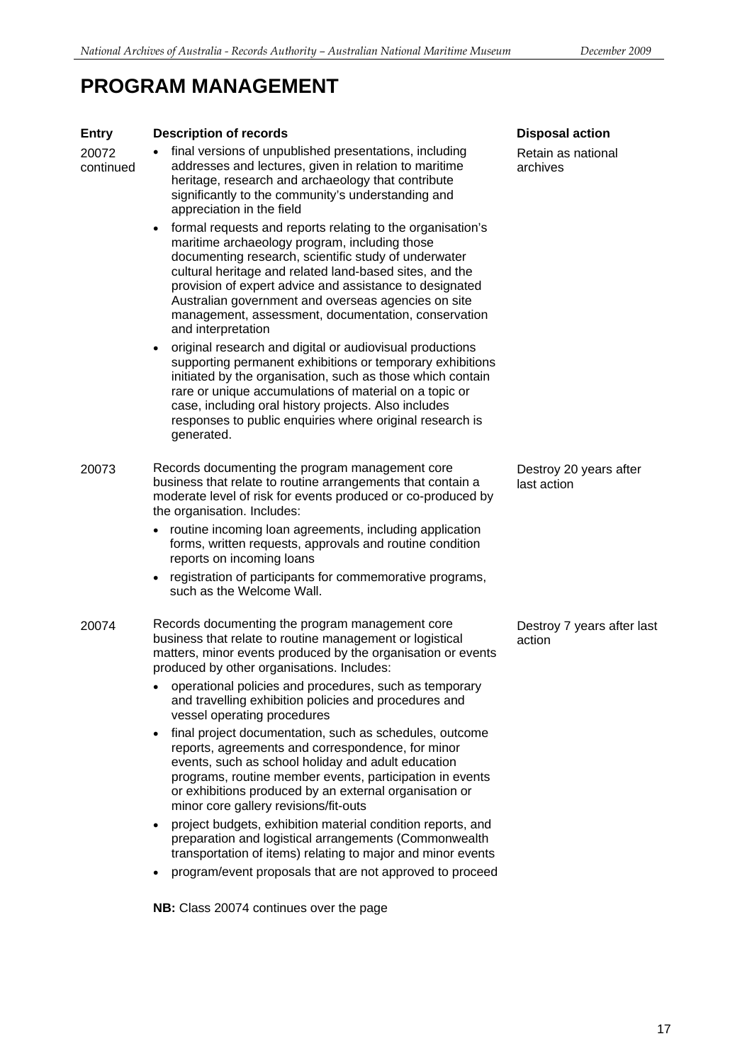# PROGRAM MANAGEMENT

| Entry | Description of records | Disposal action |
|---|---|---|
| 20072 continued | • final versions of unpublished presentations, including addresses and lectures, given in relation to maritime heritage, research and archaeology that contribute significantly to the community's understanding and appreciation in the field<br>• formal requests and reports relating to the organisation's maritime archaeology program, including those documenting research, scientific study of underwater cultural heritage and related land-based sites, and the provision of expert advice and assistance to designated Australian government and overseas agencies on site management, assessment, documentation, conservation and interpretation<br>• original research and digital or audiovisual productions supporting permanent exhibitions or temporary exhibitions initiated by the organisation, such as those which contain rare or unique accumulations of material on a topic or case, including oral history projects. Also includes responses to public enquiries where original research is generated. | Retain as national archives |
| 20073 | Records documenting the program management core business that relate to routine arrangements that contain a moderate level of risk for events produced or co-produced by the organisation. Includes:<br>• routine incoming loan agreements, including application forms, written requests, approvals and routine condition reports on incoming loans<br>• registration of participants for commemorative programs, such as the Welcome Wall. | Destroy 20 years after last action |
| 20074 | Records documenting the program management core business that relate to routine management or logistical matters, minor events produced by the organisation or events produced by other organisations. Includes:<br>• operational policies and procedures, such as temporary and travelling exhibition policies and procedures and vessel operating procedures<br>• final project documentation, such as schedules, outcome reports, agreements and correspondence, for minor events, such as school holiday and adult education programs, routine member events, participation in events or exhibitions produced by an external organisation or minor core gallery revisions/fit-outs<br>• project budgets, exhibition material condition reports, and preparation and logistical arrangements (Commonwealth transportation of items) relating to major and minor events<br>• program/event proposals that are not approved to proceed<br><br>**NB:** Class 20074 continues over the page | Destroy 7 years after last action |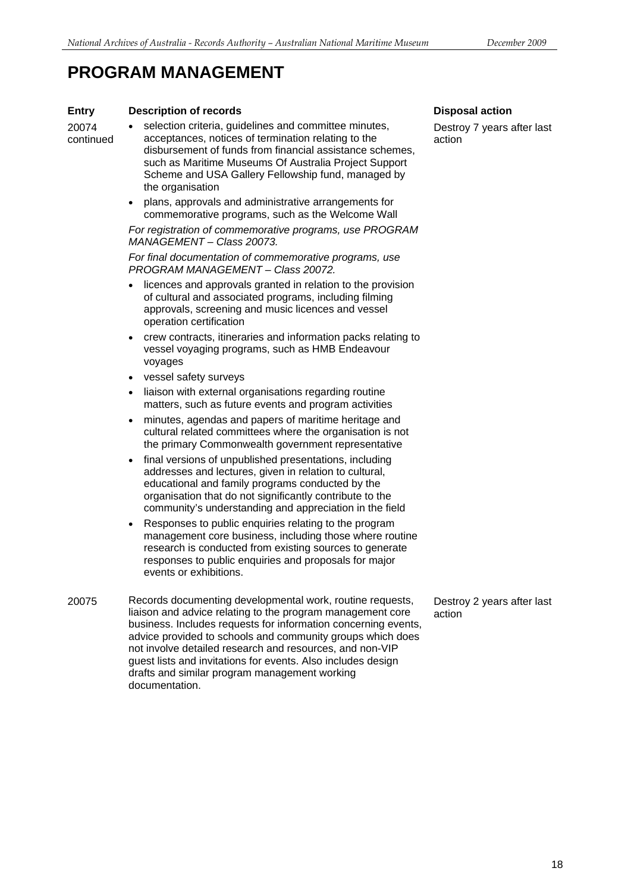# PROGRAM MANAGEMENT

| Entry | Description of records | Disposal action |
|---|---|---|
| 20074 continued | • selection criteria, guidelines and committee minutes, acceptances, notices of termination relating to the disbursement of funds from financial assistance schemes, such as Maritime Museums Of Australia Project Support Scheme and USA Gallery Fellowship fund, managed by the organisation<br>• plans, approvals and administrative arrangements for commemorative programs, such as the Welcome Wall<br>*For registration of commemorative programs, use PROGRAM MANAGEMENT – Class 20073.*<br>*For final documentation of commemorative programs, use PROGRAM MANAGEMENT – Class 20072.*<br>• licences and approvals granted in relation to the provision of cultural and associated programs, including filming approvals, screening and music licences and vessel operation certification<br>• crew contracts, itineraries and information packs relating to vessel voyaging programs, such as HMB Endeavour voyages<br>• vessel safety surveys<br>• liaison with external organisations regarding routine matters, such as future events and program activities<br>• minutes, agendas and papers of maritime heritage and cultural related committees where the organisation is not the primary Commonwealth government representative<br>• final versions of unpublished presentations, including addresses and lectures, given in relation to cultural, educational and family programs conducted by the organisation that do not significantly contribute to the community's understanding and appreciation in the field<br>• Responses to public enquiries relating to the program management core business, including those where routine research is conducted from existing sources to generate responses to public enquiries and proposals for major events or exhibitions. | Destroy 7 years after last action |
| 20075 | Records documenting developmental work, routine requests, liaison and advice relating to the program management core business. Includes requests for information concerning events, advice provided to schools and community groups which does not involve detailed research and resources, and non-VIP guest lists and invitations for events. Also includes design drafts and similar program management working documentation. | Destroy 2 years after last action |